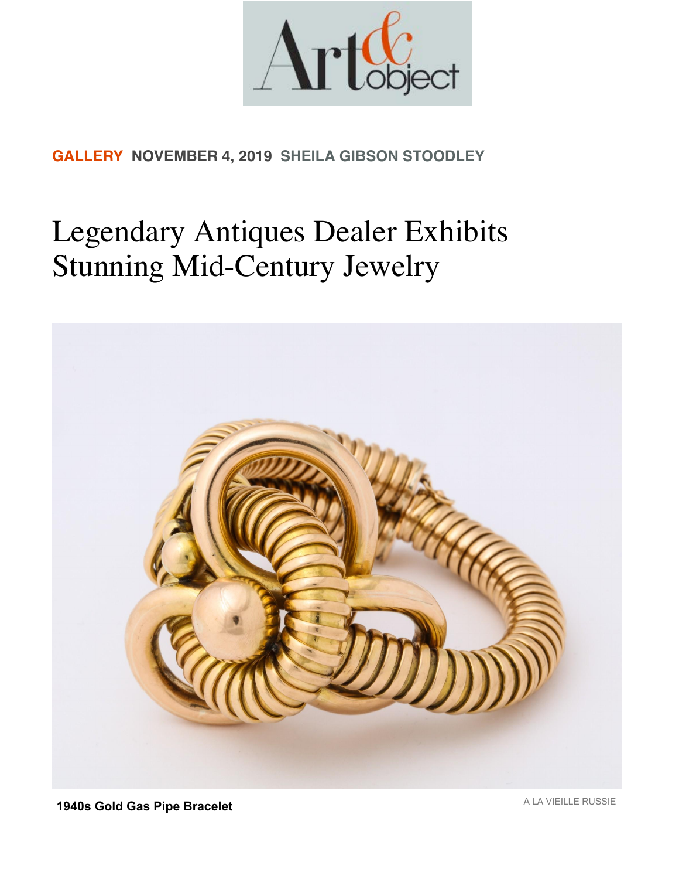**GALLERY** **NOVEMBER 4, 2019** **SHEILA GIBSON STOODLEY**

# Legendary Antiques Dealer Exhibits Stunning Mid-Century Jewelry

**1940s Gold Gas Pipe Bracelet**

A LA VIEILLE RUSSIE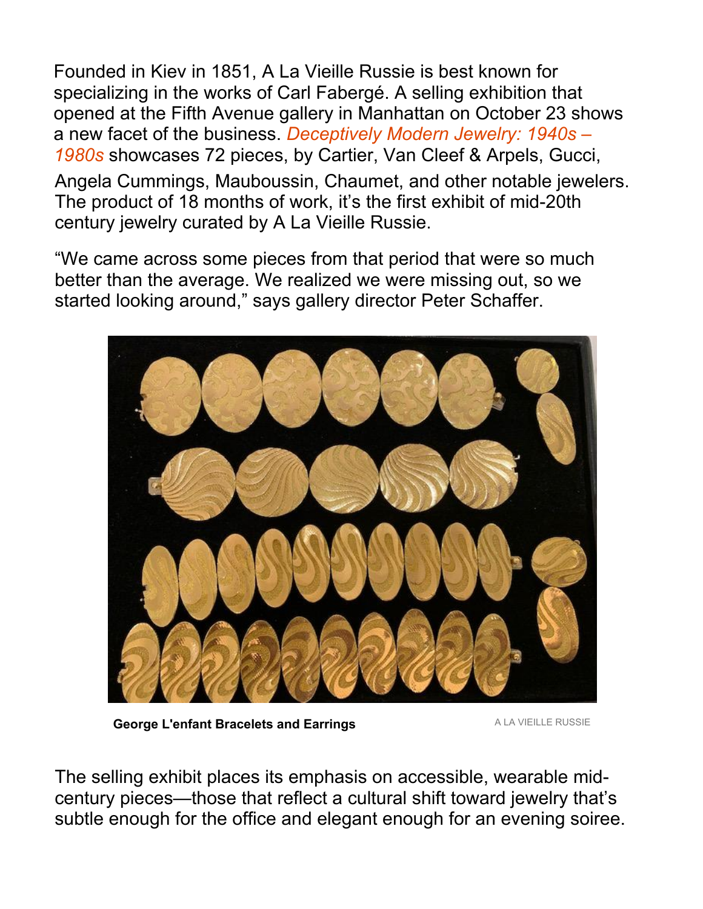Founded in Kiev in 1851, A La Vieille Russie is best known for specializing in the works of Carl Fabergé. A selling exhibition that opened at the Fifth Avenue gallery in Manhattan on October 23 shows a new facet of the business. *Deceptively Modern Jewelry: 1940s – 1980s* showcases 72 pieces, by Cartier, Van Cleef & Arpels, Gucci, Angela Cummings, Mauboussin, Chaumet, and other notable jewelers. The product of 18 months of work, it's the first exhibit of mid-20th century jewelry curated by A La Vieille Russie.

"We came across some pieces from that period that were so much better than the average. We realized we were missing out, so we started looking around," says gallery director Peter Schaffer.

**George L'enfant Bracelets and Earrings** A LA VIEILLE RUSSIE

The selling exhibit places its emphasis on accessible, wearable mid-century pieces—those that reflect a cultural shift toward jewelry that's subtle enough for the office and elegant enough for an evening soiree.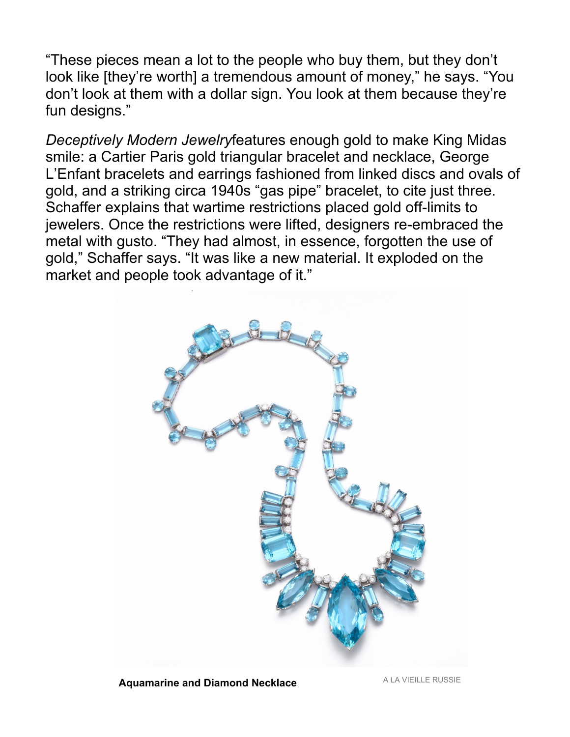“These pieces mean a lot to the people who buy them, but they don’t look like [they’re worth] a tremendous amount of money,” he says. “You don’t look at them with a dollar sign. You look at them because they’re fun designs.”

*Deceptively Modern Jewelry*features enough gold to make King Midas smile: a Cartier Paris gold triangular bracelet and necklace, George L’Enfant bracelets and earrings fashioned from linked discs and ovals of gold, and a striking circa 1940s “gas pipe” bracelet, to cite just three. Schaffer explains that wartime restrictions placed gold off-limits to jewelers. Once the restrictions were lifted, designers re-embraced the metal with gusto. “They had almost, in essence, forgotten the use of gold,” Schaffer says. “It was like a new material. It exploded on the market and people took advantage of it.”

**Aquamarine and Diamond Necklace**

A LA VIEILLE RUSSIE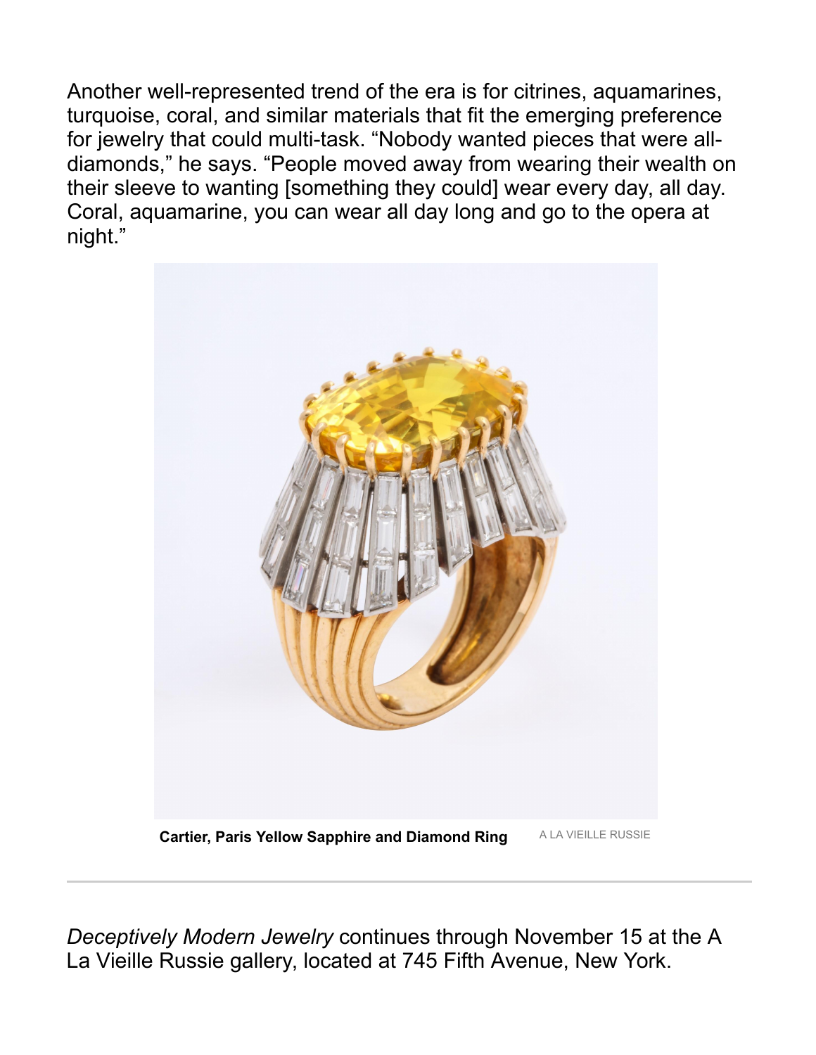Another well-represented trend of the era is for citrines, aquamarines, turquoise, coral, and similar materials that fit the emerging preference for jewelry that could multi-task. “Nobody wanted pieces that were all-diamonds,” he says. “People moved away from wearing their wealth on their sleeve to wanting [something they could] wear every day, all day. Coral, aquamarine, you can wear all day long and go to the opera at night.”

**Cartier, Paris Yellow Sapphire and Diamond Ring** A LA VIEILLE RUSSIE

---

*Deceptively Modern Jewelry* continues through November 15 at the A La Vieille Russie gallery, located at 745 Fifth Avenue, New York.